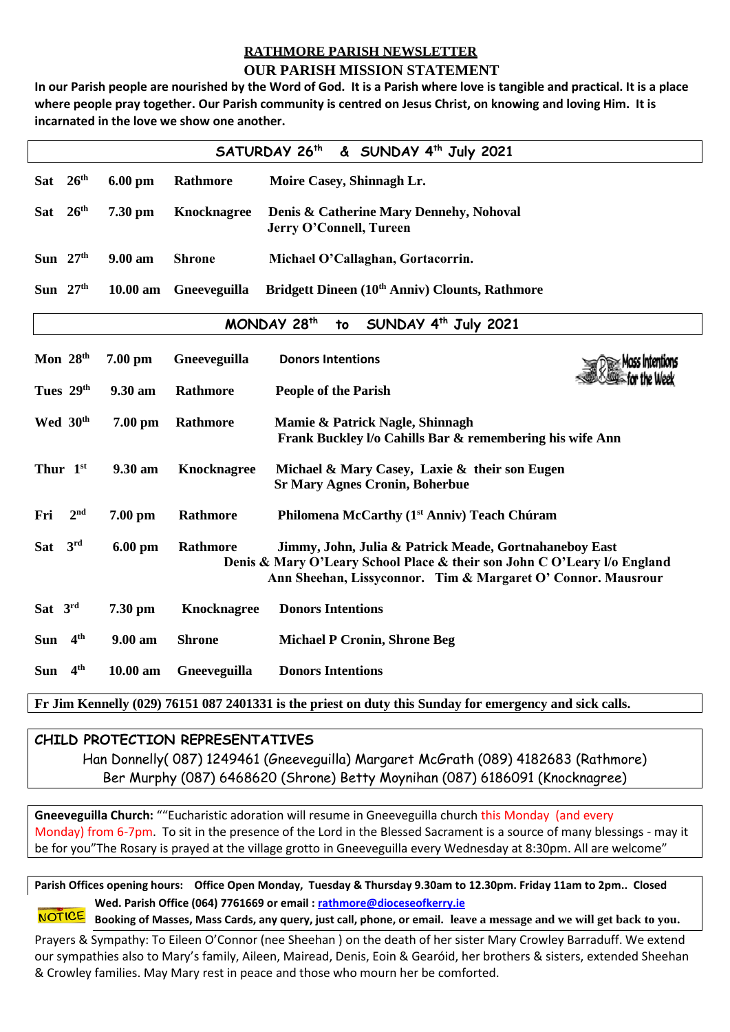# RATHMORE PARISH NEWSLETTER

## OUR PARISH MISSION STATEMENT

**In our Parish people are nourished by the Word of God. It is a Parish where love is tangible and practical. It is a place where people pray together. Our Parish community is centred on Jesus Christ, on knowing and loving Him. It is incarnated in the love we show one another.**

| SATURDAY 26th & SUNDAY 4th July 2021 | | | |
|---|---|---|---|
| **Sat 26th** | **6.00 pm** | **Rathmore** | **Moire Casey, Shinnagh Lr.** |
| **Sat 26th** | **7.30 pm** | **Knocknagree** | **Denis & Catherine Mary Dennehy, Nohoval**<br>**Jerry O'Connell, Tureen** |
| **Sun 27th** | **9.00 am** | **Shrone** | **Michael O'Callaghan, Gortacorrin.** |
| **Sun 27th** | **10.00 am** | **Gneeveguilla** | **Bridgett Dineen (10th Anniv) Clounts, Rathmore** |

| MONDAY 28th to SUNDAY 4th July 2021 | | | |
|---|---|---|---|
| **Mon 28th** | **7.00 pm** | **Gneeveguilla** | **Donors Intentions** |
| **Tues 29th** | **9.30 am** | **Rathmore** | **People of the Parish** |
| **Wed 30th** | **7.00 pm** | **Rathmore** | **Mamie & Patrick Nagle, Shinnagh**<br>**Frank Buckley l/o Cahills Bar & remembering his wife Ann** |
| **Thur 1st** | **9.30 am** | **Knocknagree** | **Michael & Mary Casey, Laxie & their son Eugen**<br>**Sr Mary Agnes Cronin, Boherbue** |
| **Fri 2nd** | **7.00 pm** | **Rathmore** | **Philomena McCarthy (1st Anniv) Teach Chúram** |
| **Sat 3rd** | **6.00 pm** | **Rathmore** | **Jimmy, John, Julia & Patrick Meade, Gortnahaneboy East**<br>**Denis & Mary O'Leary School Place & their son John C O'Leary l/o England**<br>**Ann Sheehan, Lissyconnor. Tim & Margaret O' Connor. Mausrour** |
| **Sat 3rd** | **7.30 pm** | **Knocknagree** | **Donors Intentions** |
| **Sun 4th** | **9.00 am** | **Shrone** | **Michael P Cronin, Shrone Beg** |
| **Sun 4th** | **10.00 am** | **Gneeveguilla** | **Donors Intentions** |

Mass Intentions for the Week

**Fr Jim Kennelly (029) 76151 087 2401331 is the priest on duty this Sunday for emergency and sick calls.**

**CHILD PROTECTION REPRESENTATIVES**

Han Donnelly( 087) 1249461 (Gneeveguilla) Margaret McGrath (089) 4182683 (Rathmore)
Ber Murphy (087) 6468620 (Shrone) Betty Moynihan (087) 6186091 (Knocknagree)

**Gneeveguilla Church:** ""Eucharistic adoration will resume in Gneeveguilla church this Monday (and every Monday) from 6-7pm. To sit in the presence of the Lord in the Blessed Sacrament is a source of many blessings - may it be for you"The Rosary is prayed at the village grotto in Gneeveguilla every Wednesday at 8:30pm. All are welcome"

**Parish Offices opening hours: Office Open Monday, Tuesday & Thursday 9.30am to 12.30pm. Friday 11am to 2pm.. Closed Wed. Parish Office (064) 7761669 or email : rathmore@dioceseofkerry.ie**

NOTICE **Booking of Masses, Mass Cards, any query, just call, phone, or email. leave a message and we will get back to you.**

Prayers & Sympathy: To Eileen O'Connor (nee Sheehan ) on the death of her sister Mary Crowley Barraduff. We extend our sympathies also to Mary's family, Aileen, Mairead, Denis, Eoin & Gearóid, her brothers & sisters, extended Sheehan & Crowley families. May Mary rest in peace and those who mourn her be comforted.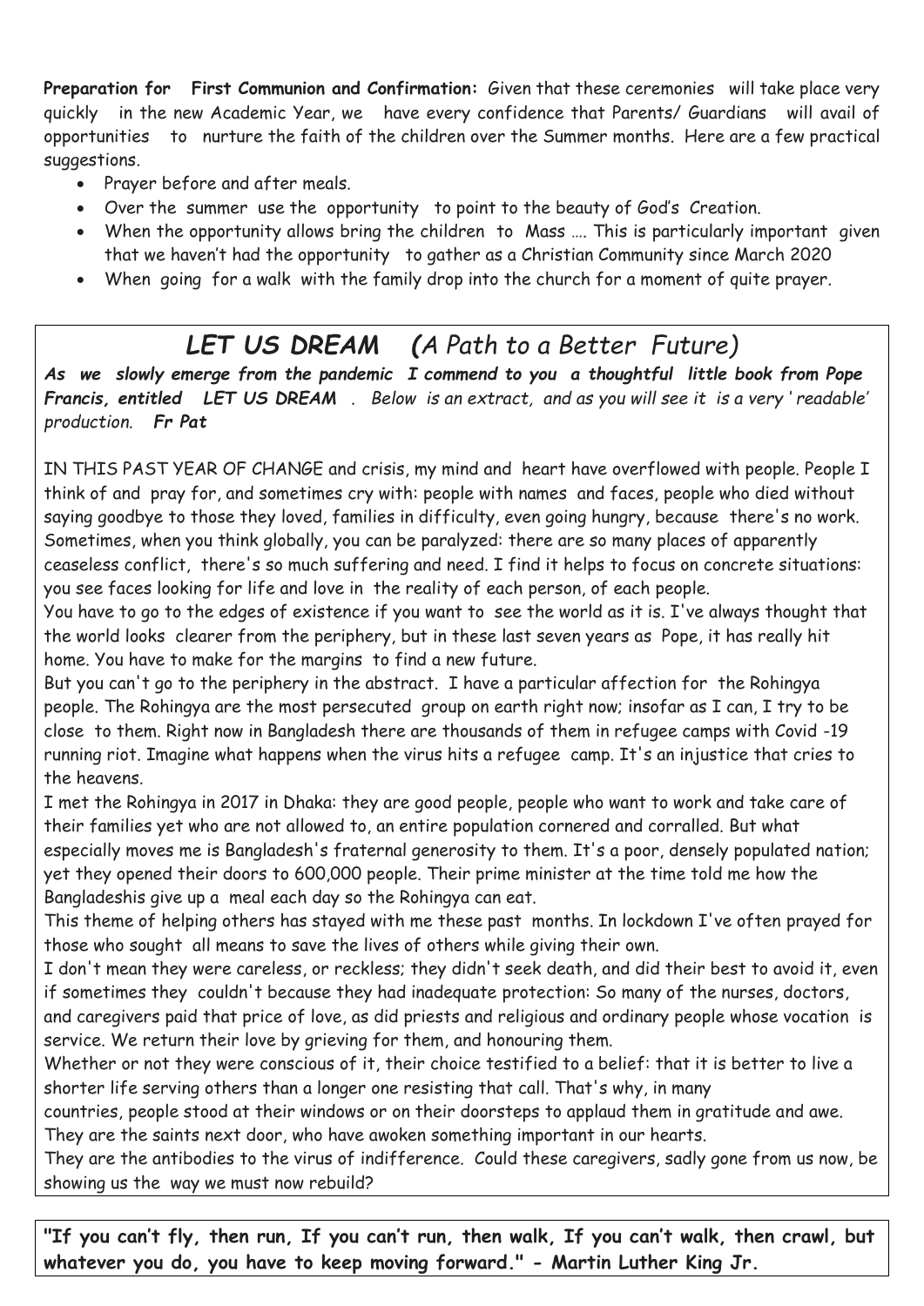**Preparation for First Communion and Confirmation:** Given that these ceremonies will take place very quickly in the new Academic Year, we have every confidence that Parents/ Guardians will avail of opportunities to nurture the faith of the children over the Summer months. Here are a few practical suggestions.

- Prayer before and after meals.
- Over the summer use the opportunity to point to the beauty of God's Creation.
- When the opportunity allows bring the children to Mass …. This is particularly important given that we haven't had the opportunity to gather as a Christian Community since March 2020
- When going for a walk with the family drop into the church for a moment of quite prayer.

## *LET US DREAM* (*A Path to a Better Future*)

***As we slowly emerge from the pandemic I commend to you a thoughtful little book from Pope Francis, entitled LET US DREAM*** *. Below is an extract, and as you will see it is a very ' readable' production.* ***Fr Pat***

IN THIS PAST YEAR OF CHANGE and crisis, my mind and heart have overflowed with people. People I think of and pray for, and sometimes cry with: people with names and faces, people who died without saying goodbye to those they loved, families in difficulty, even going hungry, because there's no work. Sometimes, when you think globally, you can be paralyzed: there are so many places of apparently ceaseless conflict, there's so much suffering and need. I find it helps to focus on concrete situations: you see faces looking for life and love in the reality of each person, of each people.

You have to go to the edges of existence if you want to see the world as it is. I've always thought that the world looks clearer from the periphery, but in these last seven years as Pope, it has really hit home. You have to make for the margins to find a new future.

But you can't go to the periphery in the abstract. I have a particular affection for the Rohingya people. The Rohingya are the most persecuted group on earth right now; insofar as I can, I try to be close to them. Right now in Bangladesh there are thousands of them in refugee camps with Covid -19 running riot. Imagine what happens when the virus hits a refugee camp. It's an injustice that cries to the heavens.

I met the Rohingya in 2017 in Dhaka: they are good people, people who want to work and take care of their families yet who are not allowed to, an entire population cornered and corralled. But what especially moves me is Bangladesh's fraternal generosity to them. It's a poor, densely populated nation; yet they opened their doors to 600,000 people. Their prime minister at the time told me how the Bangladeshis give up a meal each day so the Rohingya can eat.

This theme of helping others has stayed with me these past months. In lockdown I've often prayed for those who sought all means to save the lives of others while giving their own.

I don't mean they were careless, or reckless; they didn't seek death, and did their best to avoid it, even if sometimes they couldn't because they had inadequate protection: So many of the nurses, doctors, and caregivers paid that price of love, as did priests and religious and ordinary people whose vocation is service. We return their love by grieving for them, and honouring them.

Whether or not they were conscious of it, their choice testified to a belief: that it is better to live a shorter life serving others than a longer one resisting that call. That's why, in many countries, people stood at their windows or on their doorsteps to applaud them in gratitude and awe. They are the saints next door, who have awoken something important in our hearts.

They are the antibodies to the virus of indifference. Could these caregivers, sadly gone from us now, be showing us the way we must now rebuild?

**"If you can't fly, then run, If you can't run, then walk, If you can't walk, then crawl, but whatever you do, you have to keep moving forward." - Martin Luther King Jr.**